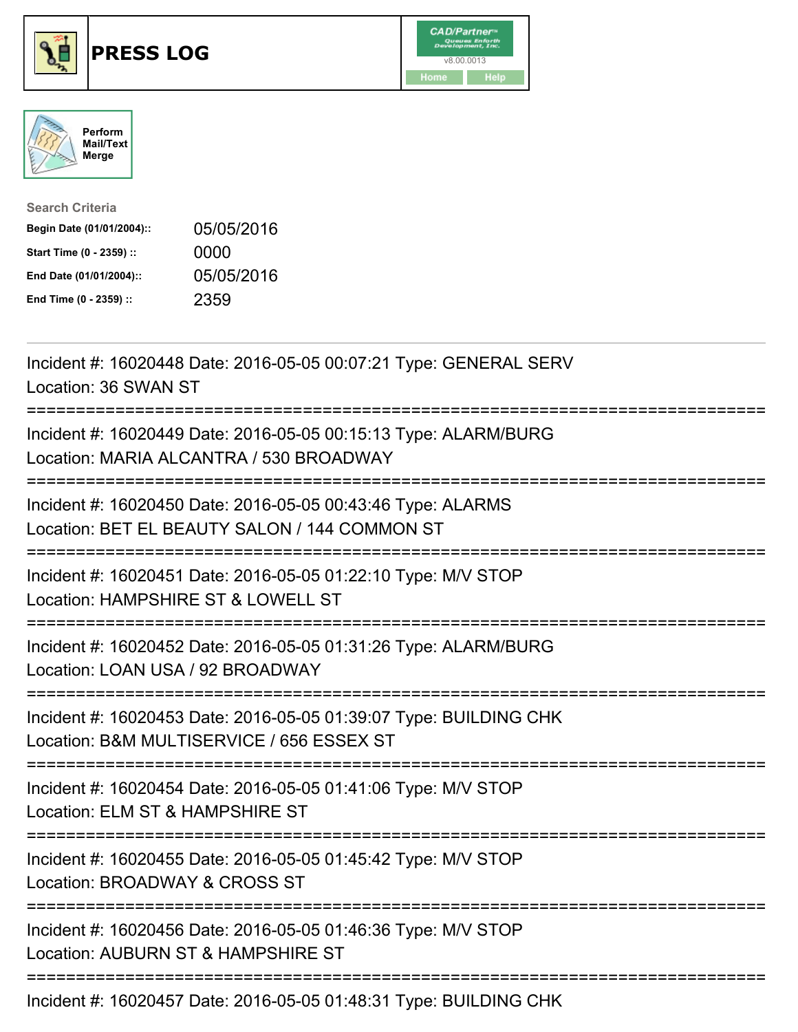# PRESS LOG

Perform Mail/Text Merge

**Search Criteria**

| | |
|---|---|
| **Begin Date (01/01/2004)::** | 05/05/2016 |
| **Start Time (0 - 2359) ::** | 0000 |
| **End Date (01/01/2004)::** | 05/05/2016 |
| **End Time (0 - 2359) ::** | 2359 |

Incident #: 16020448 Date: 2016-05-05 00:07:21 Type: GENERAL SERV
Location: 36 SWAN ST

===========================================================================

Incident #: 16020449 Date: 2016-05-05 00:15:13 Type: ALARM/BURG
Location: MARIA ALCANTRA / 530 BROADWAY

===========================================================================

Incident #: 16020450 Date: 2016-05-05 00:43:46 Type: ALARMS
Location: BET EL BEAUTY SALON / 144 COMMON ST

===========================================================================

Incident #: 16020451 Date: 2016-05-05 01:22:10 Type: M/V STOP
Location: HAMPSHIRE ST & LOWELL ST

===========================================================================

Incident #: 16020452 Date: 2016-05-05 01:31:26 Type: ALARM/BURG
Location: LOAN USA / 92 BROADWAY

===========================================================================

Incident #: 16020453 Date: 2016-05-05 01:39:07 Type: BUILDING CHK
Location: B&M MULTISERVICE / 656 ESSEX ST

===========================================================================

Incident #: 16020454 Date: 2016-05-05 01:41:06 Type: M/V STOP
Location: ELM ST & HAMPSHIRE ST

===========================================================================

Incident #: 16020455 Date: 2016-05-05 01:45:42 Type: M/V STOP
Location: BROADWAY & CROSS ST

===========================================================================

Incident #: 16020456 Date: 2016-05-05 01:46:36 Type: M/V STOP
Location: AUBURN ST & HAMPSHIRE ST

===========================================================================

Incident #: 16020457 Date: 2016-05-05 01:48:31 Type: BUILDING CHK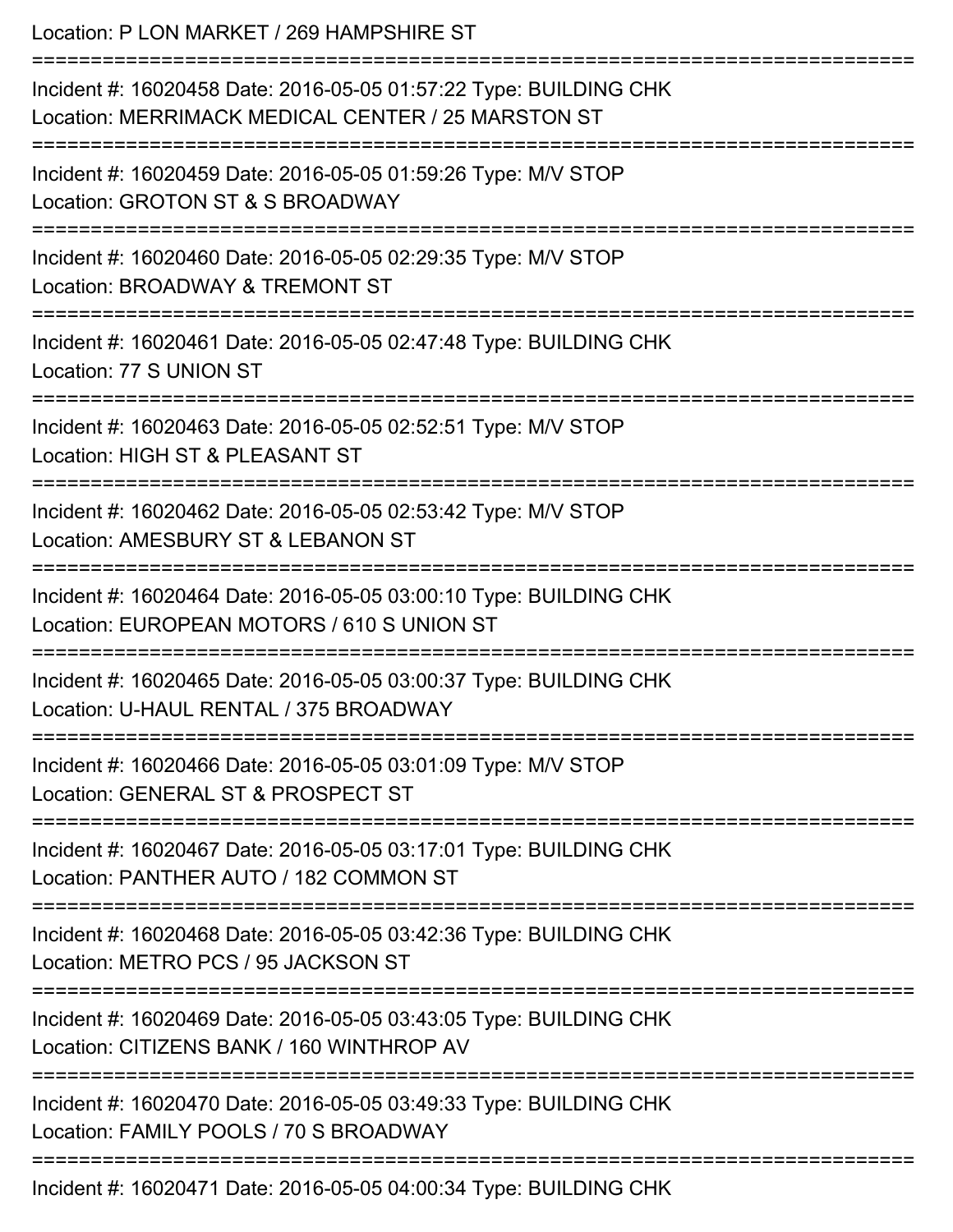Location: P LON MARKET / 269 HAMPSHIRE ST

===========================================================================

Incident #: 16020458 Date: 2016-05-05 01:57:22 Type: BUILDING CHK
Location: MERRIMACK MEDICAL CENTER / 25 MARSTON ST

===========================================================================

Incident #: 16020459 Date: 2016-05-05 01:59:26 Type: M/V STOP
Location: GROTON ST & S BROADWAY

===========================================================================

Incident #: 16020460 Date: 2016-05-05 02:29:35 Type: M/V STOP
Location: BROADWAY & TREMONT ST

===========================================================================

Incident #: 16020461 Date: 2016-05-05 02:47:48 Type: BUILDING CHK
Location: 77 S UNION ST

===========================================================================

Incident #: 16020463 Date: 2016-05-05 02:52:51 Type: M/V STOP
Location: HIGH ST & PLEASANT ST

===========================================================================

Incident #: 16020462 Date: 2016-05-05 02:53:42 Type: M/V STOP
Location: AMESBURY ST & LEBANON ST

===========================================================================

Incident #: 16020464 Date: 2016-05-05 03:00:10 Type: BUILDING CHK
Location: EUROPEAN MOTORS / 610 S UNION ST

===========================================================================

Incident #: 16020465 Date: 2016-05-05 03:00:37 Type: BUILDING CHK
Location: U-HAUL RENTAL / 375 BROADWAY

===========================================================================

Incident #: 16020466 Date: 2016-05-05 03:01:09 Type: M/V STOP
Location: GENERAL ST & PROSPECT ST

===========================================================================

Incident #: 16020467 Date: 2016-05-05 03:17:01 Type: BUILDING CHK
Location: PANTHER AUTO / 182 COMMON ST

===========================================================================

Incident #: 16020468 Date: 2016-05-05 03:42:36 Type: BUILDING CHK
Location: METRO PCS / 95 JACKSON ST

===========================================================================

Incident #: 16020469 Date: 2016-05-05 03:43:05 Type: BUILDING CHK
Location: CITIZENS BANK / 160 WINTHROP AV

===========================================================================

Incident #: 16020470 Date: 2016-05-05 03:49:33 Type: BUILDING CHK
Location: FAMILY POOLS / 70 S BROADWAY

===========================================================================

Incident #: 16020471 Date: 2016-05-05 04:00:34 Type: BUILDING CHK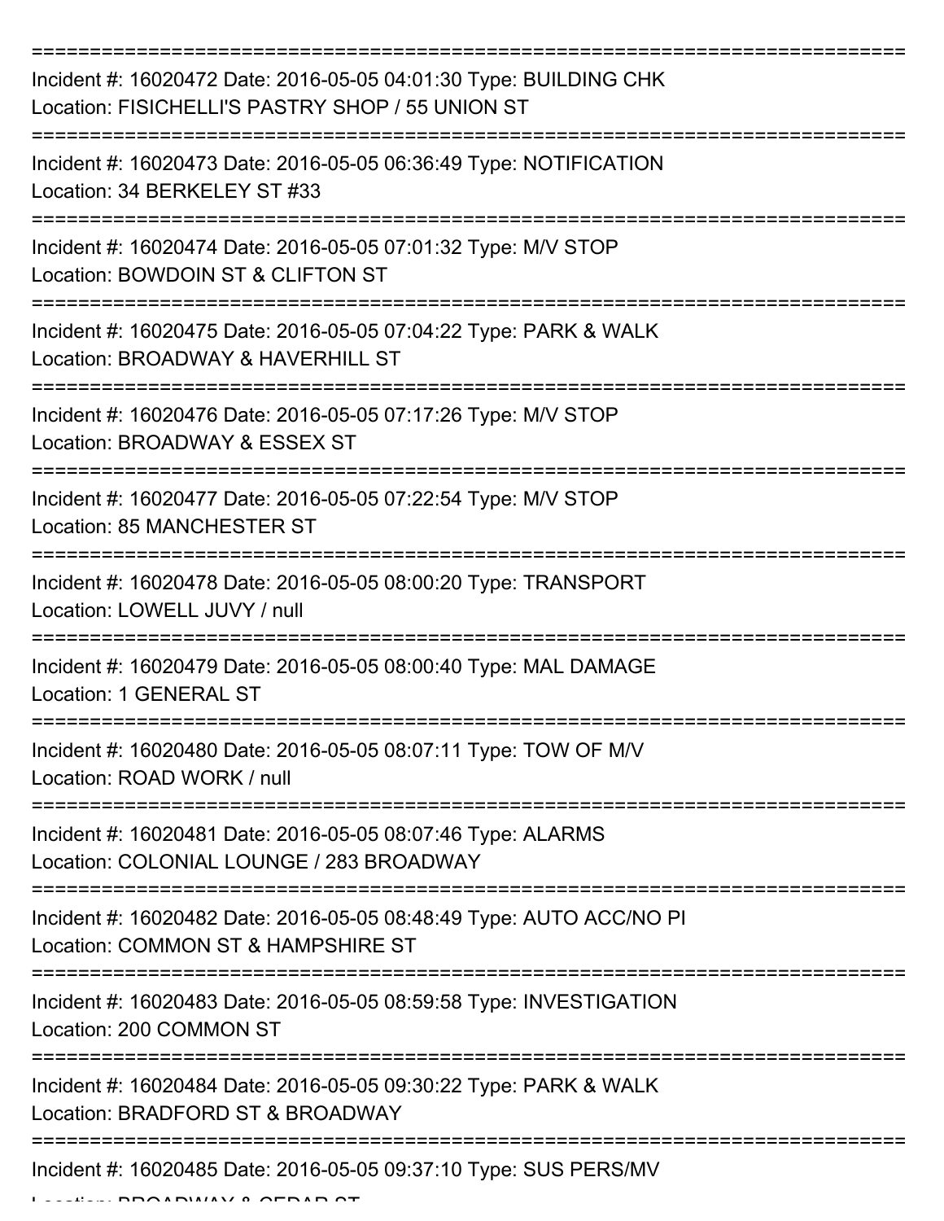===========================================================================

Incident #: 16020472 Date: 2016-05-05 04:01:30 Type: BUILDING CHK
Location: FISICHELLI'S PASTRY SHOP / 55 UNION ST

===========================================================================

Incident #: 16020473 Date: 2016-05-05 06:36:49 Type: NOTIFICATION
Location: 34 BERKELEY ST #33

===========================================================================

Incident #: 16020474 Date: 2016-05-05 07:01:32 Type: M/V STOP
Location: BOWDOIN ST & CLIFTON ST

===========================================================================

Incident #: 16020475 Date: 2016-05-05 07:04:22 Type: PARK & WALK
Location: BROADWAY & HAVERHILL ST

===========================================================================

Incident #: 16020476 Date: 2016-05-05 07:17:26 Type: M/V STOP
Location: BROADWAY & ESSEX ST

===========================================================================

Incident #: 16020477 Date: 2016-05-05 07:22:54 Type: M/V STOP
Location: 85 MANCHESTER ST

===========================================================================

Incident #: 16020478 Date: 2016-05-05 08:00:20 Type: TRANSPORT
Location: LOWELL JUVY / null

===========================================================================

Incident #: 16020479 Date: 2016-05-05 08:00:40 Type: MAL DAMAGE
Location: 1 GENERAL ST

===========================================================================

Incident #: 16020480 Date: 2016-05-05 08:07:11 Type: TOW OF M/V
Location: ROAD WORK / null

===========================================================================

Incident #: 16020481 Date: 2016-05-05 08:07:46 Type: ALARMS
Location: COLONIAL LOUNGE / 283 BROADWAY

===========================================================================

Incident #: 16020482 Date: 2016-05-05 08:48:49 Type: AUTO ACC/NO PI
Location: COMMON ST & HAMPSHIRE ST

===========================================================================

Incident #: 16020483 Date: 2016-05-05 08:59:58 Type: INVESTIGATION
Location: 200 COMMON ST

===========================================================================

Incident #: 16020484 Date: 2016-05-05 09:30:22 Type: PARK & WALK
Location: BRADFORD ST & BROADWAY

===========================================================================

Incident #: 16020485 Date: 2016-05-05 09:37:10 Type: SUS PERS/MV
Location: BROADWAY & CEDAR ST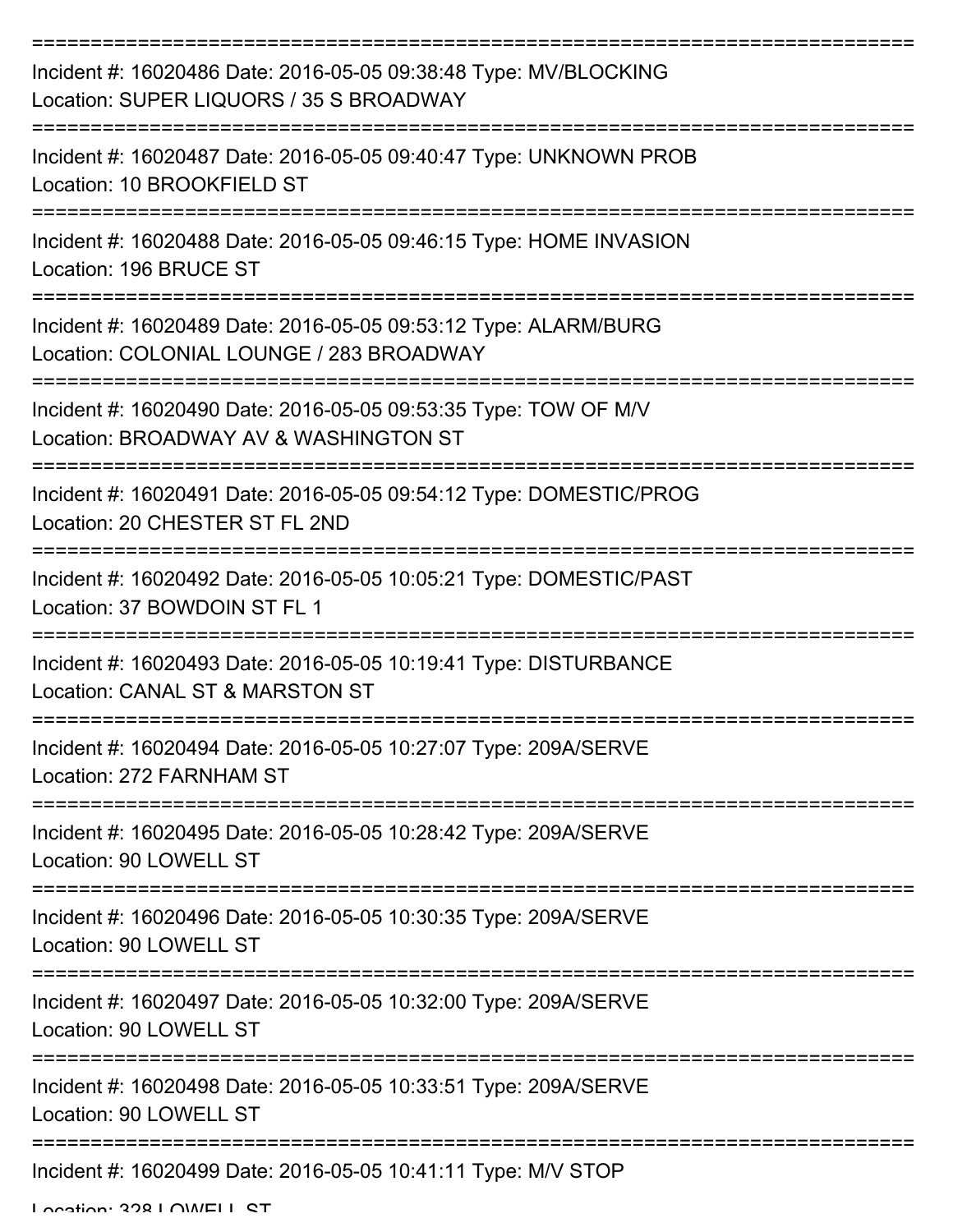Incident #: 16020486 Date: 2016-05-05 09:38:48 Type: MV/BLOCKING
Location: SUPER LIQUORS / 35 S BROADWAY

Incident #: 16020487 Date: 2016-05-05 09:40:47 Type: UNKNOWN PROB
Location: 10 BROOKFIELD ST

Incident #: 16020488 Date: 2016-05-05 09:46:15 Type: HOME INVASION
Location: 196 BRUCE ST

Incident #: 16020489 Date: 2016-05-05 09:53:12 Type: ALARM/BURG
Location: COLONIAL LOUNGE / 283 BROADWAY

Incident #: 16020490 Date: 2016-05-05 09:53:35 Type: TOW OF M/V
Location: BROADWAY AV & WASHINGTON ST

Incident #: 16020491 Date: 2016-05-05 09:54:12 Type: DOMESTIC/PROG
Location: 20 CHESTER ST FL 2ND

Incident #: 16020492 Date: 2016-05-05 10:05:21 Type: DOMESTIC/PAST
Location: 37 BOWDOIN ST FL 1

Incident #: 16020493 Date: 2016-05-05 10:19:41 Type: DISTURBANCE
Location: CANAL ST & MARSTON ST

Incident #: 16020494 Date: 2016-05-05 10:27:07 Type: 209A/SERVE
Location: 272 FARNHAM ST

Incident #: 16020495 Date: 2016-05-05 10:28:42 Type: 209A/SERVE
Location: 90 LOWELL ST

Incident #: 16020496 Date: 2016-05-05 10:30:35 Type: 209A/SERVE
Location: 90 LOWELL ST

Incident #: 16020497 Date: 2016-05-05 10:32:00 Type: 209A/SERVE
Location: 90 LOWELL ST

Incident #: 16020498 Date: 2016-05-05 10:33:51 Type: 209A/SERVE
Location: 90 LOWELL ST

Incident #: 16020499 Date: 2016-05-05 10:41:11 Type: M/V STOP
Location: 328 LOWELL ST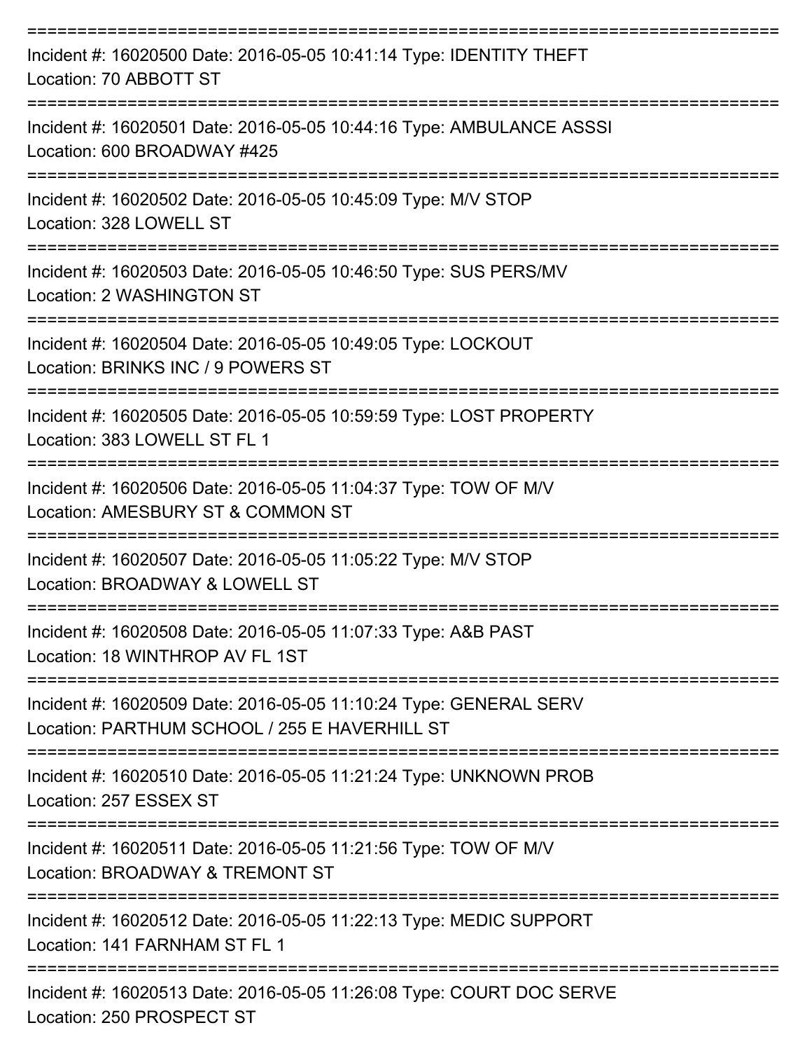Incident #: 16020500 Date: 2016-05-05 10:41:14 Type: IDENTITY THEFT
Location: 70 ABBOTT ST

---

Incident #: 16020501 Date: 2016-05-05 10:44:16 Type: AMBULANCE ASSSI
Location: 600 BROADWAY #425

---

Incident #: 16020502 Date: 2016-05-05 10:45:09 Type: M/V STOP
Location: 328 LOWELL ST

---

Incident #: 16020503 Date: 2016-05-05 10:46:50 Type: SUS PERS/MV
Location: 2 WASHINGTON ST

---

Incident #: 16020504 Date: 2016-05-05 10:49:05 Type: LOCKOUT
Location: BRINKS INC / 9 POWERS ST

---

Incident #: 16020505 Date: 2016-05-05 10:59:59 Type: LOST PROPERTY
Location: 383 LOWELL ST FL 1

---

Incident #: 16020506 Date: 2016-05-05 11:04:37 Type: TOW OF M/V
Location: AMESBURY ST & COMMON ST

---

Incident #: 16020507 Date: 2016-05-05 11:05:22 Type: M/V STOP
Location: BROADWAY & LOWELL ST

---

Incident #: 16020508 Date: 2016-05-05 11:07:33 Type: A&B PAST
Location: 18 WINTHROP AV FL 1ST

---

Incident #: 16020509 Date: 2016-05-05 11:10:24 Type: GENERAL SERV
Location: PARTHUM SCHOOL / 255 E HAVERHILL ST

---

Incident #: 16020510 Date: 2016-05-05 11:21:24 Type: UNKNOWN PROB
Location: 257 ESSEX ST

---

Incident #: 16020511 Date: 2016-05-05 11:21:56 Type: TOW OF M/V
Location: BROADWAY & TREMONT ST

---

Incident #: 16020512 Date: 2016-05-05 11:22:13 Type: MEDIC SUPPORT
Location: 141 FARNHAM ST FL 1

---

Incident #: 16020513 Date: 2016-05-05 11:26:08 Type: COURT DOC SERVE
Location: 250 PROSPECT ST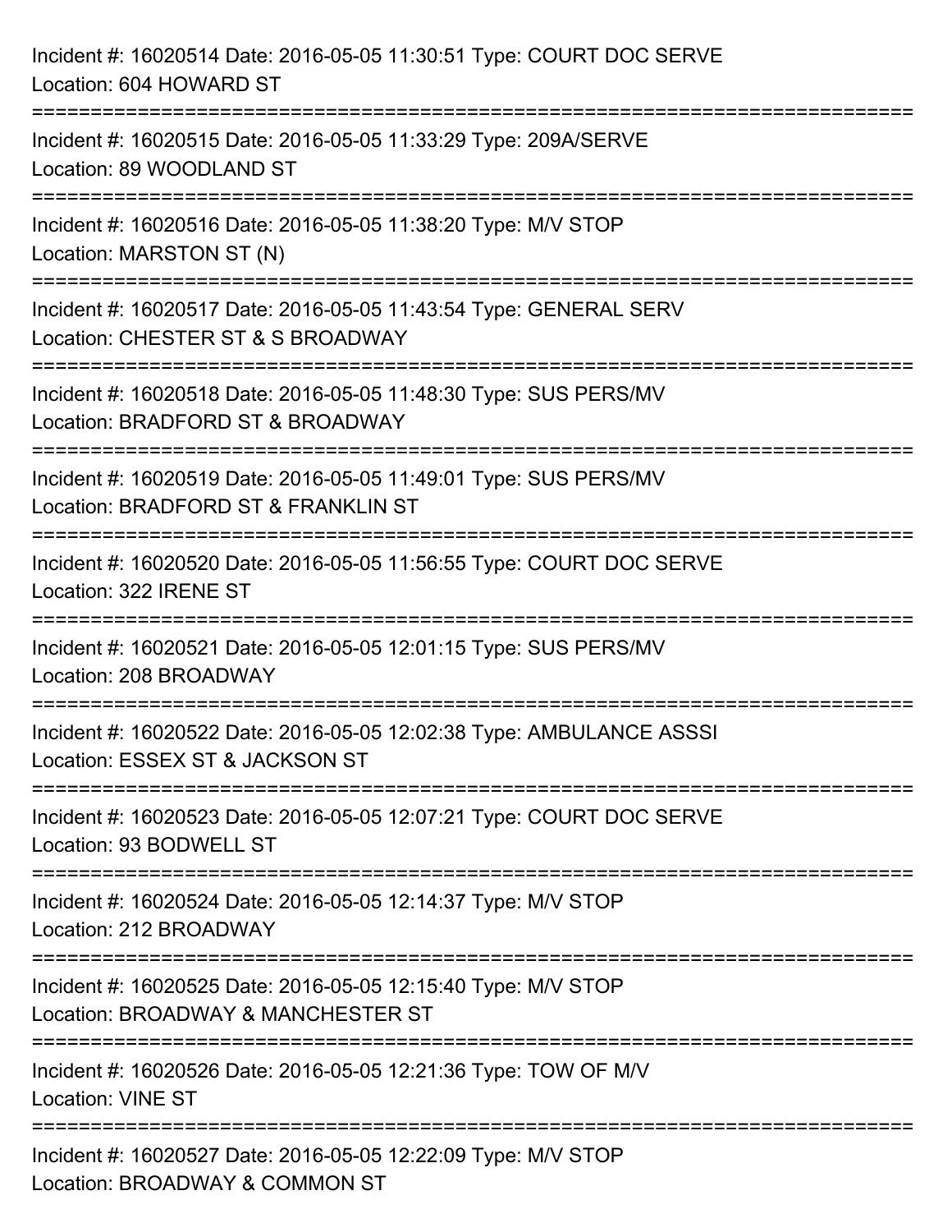Incident #: 16020514 Date: 2016-05-05 11:30:51 Type: COURT DOC SERVE
Location: 604 HOWARD ST

===========================================================================

Incident #: 16020515 Date: 2016-05-05 11:33:29 Type: 209A/SERVE
Location: 89 WOODLAND ST

===========================================================================

Incident #: 16020516 Date: 2016-05-05 11:38:20 Type: M/V STOP
Location: MARSTON ST (N)

===========================================================================

Incident #: 16020517 Date: 2016-05-05 11:43:54 Type: GENERAL SERV
Location: CHESTER ST & S BROADWAY

===========================================================================

Incident #: 16020518 Date: 2016-05-05 11:48:30 Type: SUS PERS/MV
Location: BRADFORD ST & BROADWAY

===========================================================================

Incident #: 16020519 Date: 2016-05-05 11:49:01 Type: SUS PERS/MV
Location: BRADFORD ST & FRANKLIN ST

===========================================================================

Incident #: 16020520 Date: 2016-05-05 11:56:55 Type: COURT DOC SERVE
Location: 322 IRENE ST

===========================================================================

Incident #: 16020521 Date: 2016-05-05 12:01:15 Type: SUS PERS/MV
Location: 208 BROADWAY

===========================================================================

Incident #: 16020522 Date: 2016-05-05 12:02:38 Type: AMBULANCE ASSSI
Location: ESSEX ST & JACKSON ST

===========================================================================

Incident #: 16020523 Date: 2016-05-05 12:07:21 Type: COURT DOC SERVE
Location: 93 BODWELL ST

===========================================================================

Incident #: 16020524 Date: 2016-05-05 12:14:37 Type: M/V STOP
Location: 212 BROADWAY

===========================================================================

Incident #: 16020525 Date: 2016-05-05 12:15:40 Type: M/V STOP
Location: BROADWAY & MANCHESTER ST

===========================================================================

Incident #: 16020526 Date: 2016-05-05 12:21:36 Type: TOW OF M/V
Location: VINE ST

===========================================================================

Incident #: 16020527 Date: 2016-05-05 12:22:09 Type: M/V STOP
Location: BROADWAY & COMMON ST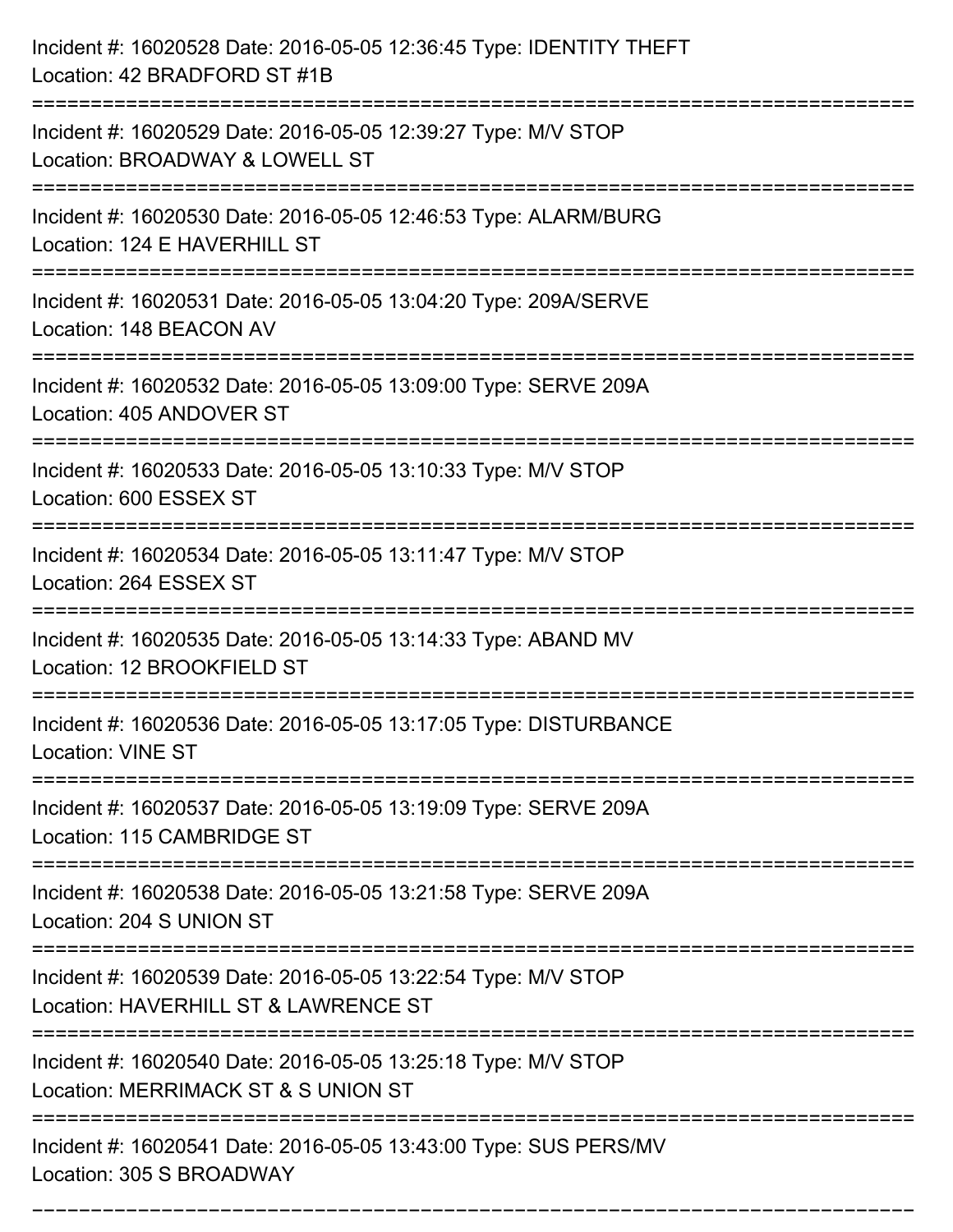Incident #: 16020528 Date: 2016-05-05 12:36:45 Type: IDENTITY THEFT
Location: 42 BRADFORD ST #1B

===========================================================================

Incident #: 16020529 Date: 2016-05-05 12:39:27 Type: M/V STOP
Location: BROADWAY & LOWELL ST

===========================================================================

Incident #: 16020530 Date: 2016-05-05 12:46:53 Type: ALARM/BURG
Location: 124 E HAVERHILL ST

===========================================================================

Incident #: 16020531 Date: 2016-05-05 13:04:20 Type: 209A/SERVE
Location: 148 BEACON AV

===========================================================================

Incident #: 16020532 Date: 2016-05-05 13:09:00 Type: SERVE 209A
Location: 405 ANDOVER ST

===========================================================================

Incident #: 16020533 Date: 2016-05-05 13:10:33 Type: M/V STOP
Location: 600 ESSEX ST

===========================================================================

Incident #: 16020534 Date: 2016-05-05 13:11:47 Type: M/V STOP
Location: 264 ESSEX ST

===========================================================================

Incident #: 16020535 Date: 2016-05-05 13:14:33 Type: ABAND MV
Location: 12 BROOKFIELD ST

===========================================================================

Incident #: 16020536 Date: 2016-05-05 13:17:05 Type: DISTURBANCE
Location: VINE ST

===========================================================================

Incident #: 16020537 Date: 2016-05-05 13:19:09 Type: SERVE 209A
Location: 115 CAMBRIDGE ST

===========================================================================

Incident #: 16020538 Date: 2016-05-05 13:21:58 Type: SERVE 209A
Location: 204 S UNION ST

===========================================================================

Incident #: 16020539 Date: 2016-05-05 13:22:54 Type: M/V STOP
Location: HAVERHILL ST & LAWRENCE ST

===========================================================================

Incident #: 16020540 Date: 2016-05-05 13:25:18 Type: M/V STOP
Location: MERRIMACK ST & S UNION ST

===========================================================================

Incident #: 16020541 Date: 2016-05-05 13:43:00 Type: SUS PERS/MV
Location: 305 S BROADWAY

===========================================================================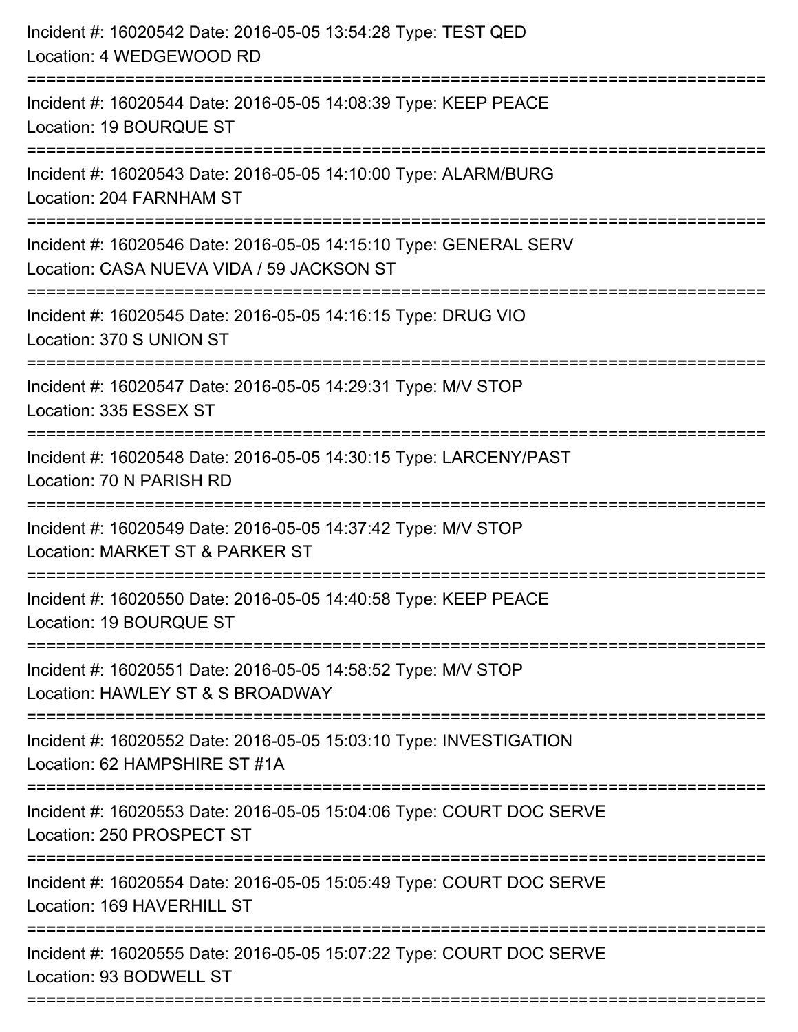Incident #: 16020542 Date: 2016-05-05 13:54:28 Type: TEST QED
Location: 4 WEDGEWOOD RD

===========================================================================

Incident #: 16020544 Date: 2016-05-05 14:08:39 Type: KEEP PEACE
Location: 19 BOURQUE ST

===========================================================================

Incident #: 16020543 Date: 2016-05-05 14:10:00 Type: ALARM/BURG
Location: 204 FARNHAM ST

===========================================================================

Incident #: 16020546 Date: 2016-05-05 14:15:10 Type: GENERAL SERV
Location: CASA NUEVA VIDA / 59 JACKSON ST

===========================================================================

Incident #: 16020545 Date: 2016-05-05 14:16:15 Type: DRUG VIO
Location: 370 S UNION ST

===========================================================================

Incident #: 16020547 Date: 2016-05-05 14:29:31 Type: M/V STOP
Location: 335 ESSEX ST

===========================================================================

Incident #: 16020548 Date: 2016-05-05 14:30:15 Type: LARCENY/PAST
Location: 70 N PARISH RD

===========================================================================

Incident #: 16020549 Date: 2016-05-05 14:37:42 Type: M/V STOP
Location: MARKET ST & PARKER ST

===========================================================================

Incident #: 16020550 Date: 2016-05-05 14:40:58 Type: KEEP PEACE
Location: 19 BOURQUE ST

===========================================================================

Incident #: 16020551 Date: 2016-05-05 14:58:52 Type: M/V STOP
Location: HAWLEY ST & S BROADWAY

===========================================================================

Incident #: 16020552 Date: 2016-05-05 15:03:10 Type: INVESTIGATION
Location: 62 HAMPSHIRE ST #1A

===========================================================================

Incident #: 16020553 Date: 2016-05-05 15:04:06 Type: COURT DOC SERVE
Location: 250 PROSPECT ST

===========================================================================

Incident #: 16020554 Date: 2016-05-05 15:05:49 Type: COURT DOC SERVE
Location: 169 HAVERHILL ST

===========================================================================

Incident #: 16020555 Date: 2016-05-05 15:07:22 Type: COURT DOC SERVE
Location: 93 BODWELL ST

===========================================================================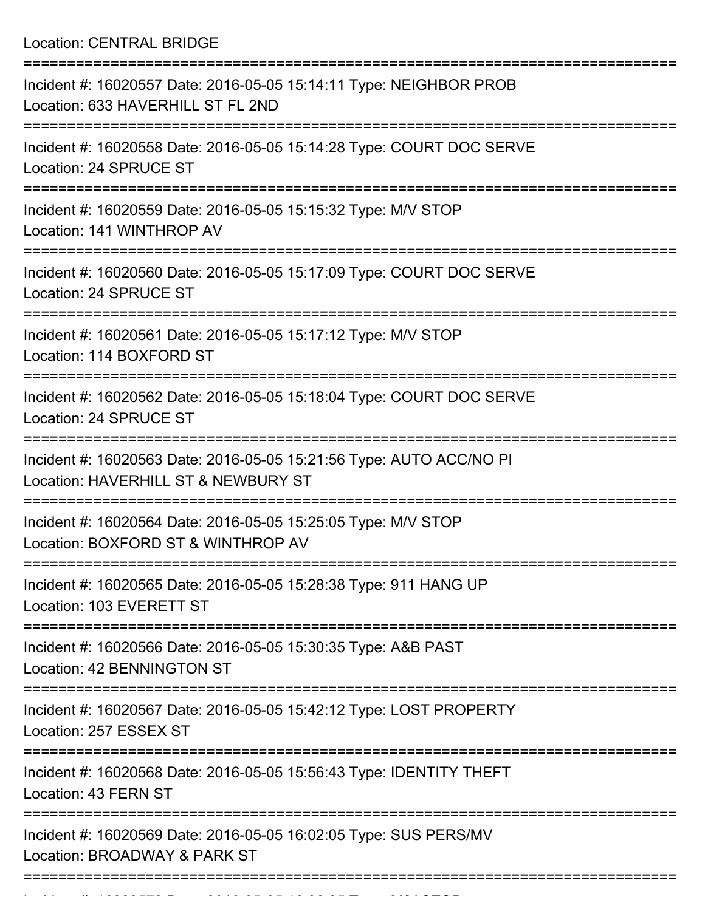Location: CENTRAL BRIDGE

===========================================================================

Incident #: 16020557 Date: 2016-05-05 15:14:11 Type: NEIGHBOR PROB

Location: 633 HAVERHILL ST FL 2ND

===========================================================================

Incident #: 16020558 Date: 2016-05-05 15:14:28 Type: COURT DOC SERVE

Location: 24 SPRUCE ST

===========================================================================

Incident #: 16020559 Date: 2016-05-05 15:15:32 Type: M/V STOP

Location: 141 WINTHROP AV

===========================================================================

Incident #: 16020560 Date: 2016-05-05 15:17:09 Type: COURT DOC SERVE

Location: 24 SPRUCE ST

===========================================================================

Incident #: 16020561 Date: 2016-05-05 15:17:12 Type: M/V STOP

Location: 114 BOXFORD ST

===========================================================================

Incident #: 16020562 Date: 2016-05-05 15:18:04 Type: COURT DOC SERVE

Location: 24 SPRUCE ST

===========================================================================

Incident #: 16020563 Date: 2016-05-05 15:21:56 Type: AUTO ACC/NO PI

Location: HAVERHILL ST & NEWBURY ST

===========================================================================

Incident #: 16020564 Date: 2016-05-05 15:25:05 Type: M/V STOP

Location: BOXFORD ST & WINTHROP AV

===========================================================================

Incident #: 16020565 Date: 2016-05-05 15:28:38 Type: 911 HANG UP

Location: 103 EVERETT ST

===========================================================================

Incident #: 16020566 Date: 2016-05-05 15:30:35 Type: A&B PAST

Location: 42 BENNINGTON ST

===========================================================================

Incident #: 16020567 Date: 2016-05-05 15:42:12 Type: LOST PROPERTY

Location: 257 ESSEX ST

===========================================================================

Incident #: 16020568 Date: 2016-05-05 15:56:43 Type: IDENTITY THEFT

Location: 43 FERN ST

===========================================================================

Incident #: 16020569 Date: 2016-05-05 16:02:05 Type: SUS PERS/MV

Location: BROADWAY & PARK ST

===========================================================================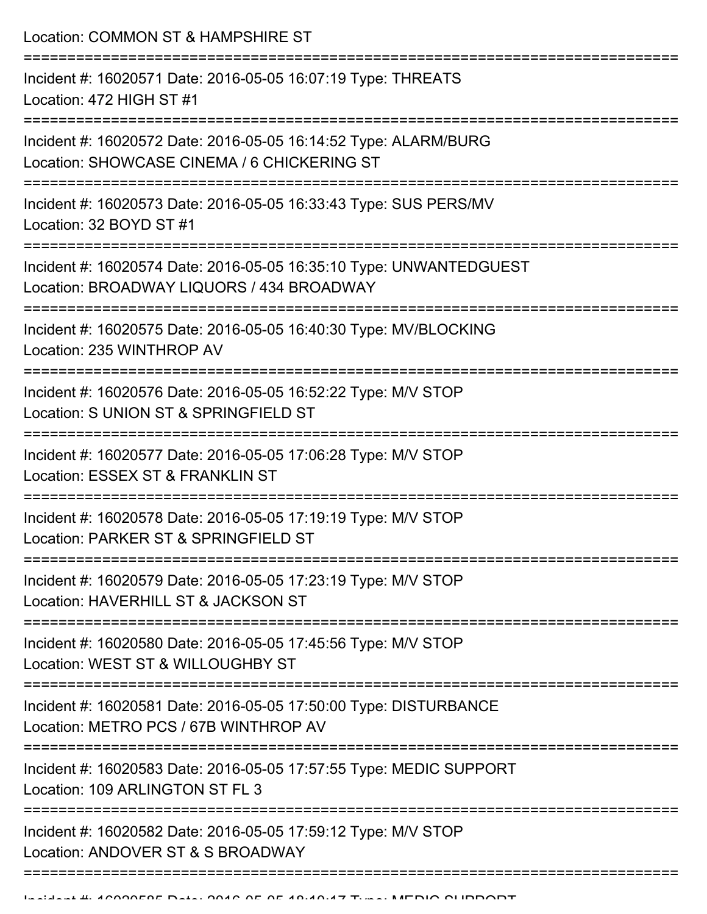Location: COMMON ST & HAMPSHIRE ST

===========================================================================

Incident #: 16020571 Date: 2016-05-05 16:07:19 Type: THREATS
Location: 472 HIGH ST #1

===========================================================================

Incident #: 16020572 Date: 2016-05-05 16:14:52 Type: ALARM/BURG
Location: SHOWCASE CINEMA / 6 CHICKERING ST

===========================================================================

Incident #: 16020573 Date: 2016-05-05 16:33:43 Type: SUS PERS/MV
Location: 32 BOYD ST #1

===========================================================================

Incident #: 16020574 Date: 2016-05-05 16:35:10 Type: UNWANTEDGUEST
Location: BROADWAY LIQUORS / 434 BROADWAY

===========================================================================

Incident #: 16020575 Date: 2016-05-05 16:40:30 Type: MV/BLOCKING
Location: 235 WINTHROP AV

===========================================================================

Incident #: 16020576 Date: 2016-05-05 16:52:22 Type: M/V STOP
Location: S UNION ST & SPRINGFIELD ST

===========================================================================

Incident #: 16020577 Date: 2016-05-05 17:06:28 Type: M/V STOP
Location: ESSEX ST & FRANKLIN ST

===========================================================================

Incident #: 16020578 Date: 2016-05-05 17:19:19 Type: M/V STOP
Location: PARKER ST & SPRINGFIELD ST

===========================================================================

Incident #: 16020579 Date: 2016-05-05 17:23:19 Type: M/V STOP
Location: HAVERHILL ST & JACKSON ST

===========================================================================

Incident #: 16020580 Date: 2016-05-05 17:45:56 Type: M/V STOP
Location: WEST ST & WILLOUGHBY ST

===========================================================================

Incident #: 16020581 Date: 2016-05-05 17:50:00 Type: DISTURBANCE
Location: METRO PCS / 67B WINTHROP AV

===========================================================================

Incident #: 16020583 Date: 2016-05-05 17:57:55 Type: MEDIC SUPPORT
Location: 109 ARLINGTON ST FL 3

===========================================================================

Incident #: 16020582 Date: 2016-05-05 17:59:12 Type: M/V STOP
Location: ANDOVER ST & S BROADWAY

===========================================================================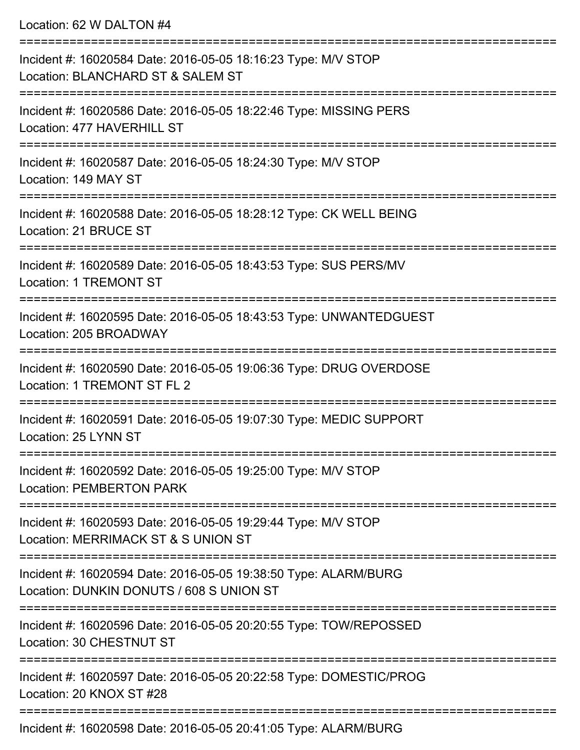Location: 62 W DALTON #4

===========================================================================

Incident #: 16020584 Date: 2016-05-05 18:16:23 Type: M/V STOP
Location: BLANCHARD ST & SALEM ST

===========================================================================

Incident #: 16020586 Date: 2016-05-05 18:22:46 Type: MISSING PERS
Location: 477 HAVERHILL ST

===========================================================================

Incident #: 16020587 Date: 2016-05-05 18:24:30 Type: M/V STOP
Location: 149 MAY ST

===========================================================================

Incident #: 16020588 Date: 2016-05-05 18:28:12 Type: CK WELL BEING
Location: 21 BRUCE ST

===========================================================================

Incident #: 16020589 Date: 2016-05-05 18:43:53 Type: SUS PERS/MV
Location: 1 TREMONT ST

===========================================================================

Incident #: 16020595 Date: 2016-05-05 18:43:53 Type: UNWANTEDGUEST
Location: 205 BROADWAY

===========================================================================

Incident #: 16020590 Date: 2016-05-05 19:06:36 Type: DRUG OVERDOSE
Location: 1 TREMONT ST FL 2

===========================================================================

Incident #: 16020591 Date: 2016-05-05 19:07:30 Type: MEDIC SUPPORT
Location: 25 LYNN ST

===========================================================================

Incident #: 16020592 Date: 2016-05-05 19:25:00 Type: M/V STOP
Location: PEMBERTON PARK

===========================================================================

Incident #: 16020593 Date: 2016-05-05 19:29:44 Type: M/V STOP
Location: MERRIMACK ST & S UNION ST

===========================================================================

Incident #: 16020594 Date: 2016-05-05 19:38:50 Type: ALARM/BURG
Location: DUNKIN DONUTS / 608 S UNION ST

===========================================================================

Incident #: 16020596 Date: 2016-05-05 20:20:55 Type: TOW/REPOSSED
Location: 30 CHESTNUT ST

===========================================================================

Incident #: 16020597 Date: 2016-05-05 20:22:58 Type: DOMESTIC/PROG
Location: 20 KNOX ST #28

===========================================================================

Incident #: 16020598 Date: 2016-05-05 20:41:05 Type: ALARM/BURG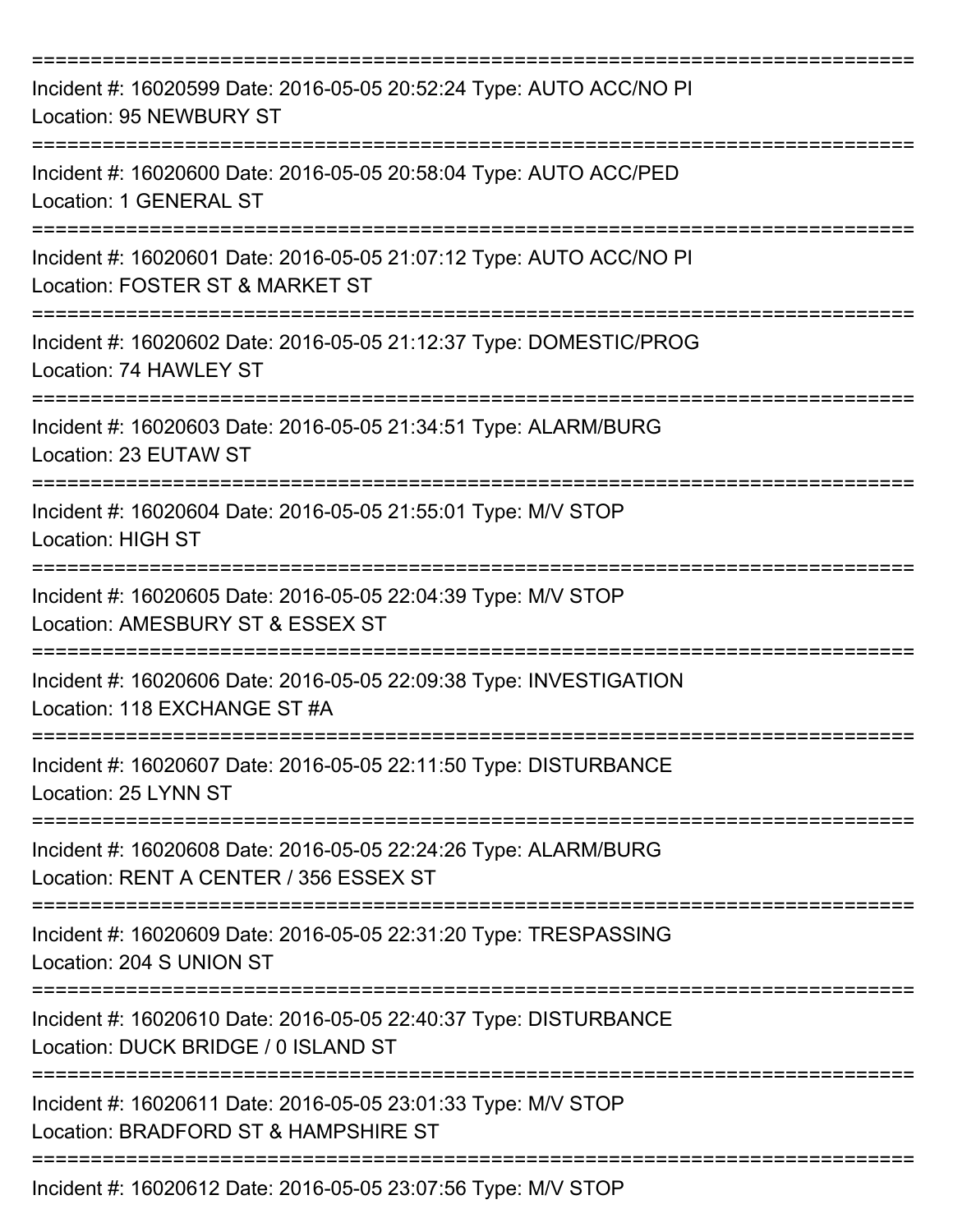===========================================================================

Incident #: 16020599 Date: 2016-05-05 20:52:24 Type: AUTO ACC/NO PI
Location: 95 NEWBURY ST

===========================================================================

Incident #: 16020600 Date: 2016-05-05 20:58:04 Type: AUTO ACC/PED
Location: 1 GENERAL ST

===========================================================================

Incident #: 16020601 Date: 2016-05-05 21:07:12 Type: AUTO ACC/NO PI
Location: FOSTER ST & MARKET ST

===========================================================================

Incident #: 16020602 Date: 2016-05-05 21:12:37 Type: DOMESTIC/PROG
Location: 74 HAWLEY ST

===========================================================================

Incident #: 16020603 Date: 2016-05-05 21:34:51 Type: ALARM/BURG
Location: 23 EUTAW ST

===========================================================================

Incident #: 16020604 Date: 2016-05-05 21:55:01 Type: M/V STOP
Location: HIGH ST

===========================================================================

Incident #: 16020605 Date: 2016-05-05 22:04:39 Type: M/V STOP
Location: AMESBURY ST & ESSEX ST

===========================================================================

Incident #: 16020606 Date: 2016-05-05 22:09:38 Type: INVESTIGATION
Location: 118 EXCHANGE ST #A

===========================================================================

Incident #: 16020607 Date: 2016-05-05 22:11:50 Type: DISTURBANCE
Location: 25 LYNN ST

===========================================================================

Incident #: 16020608 Date: 2016-05-05 22:24:26 Type: ALARM/BURG
Location: RENT A CENTER / 356 ESSEX ST

===========================================================================

Incident #: 16020609 Date: 2016-05-05 22:31:20 Type: TRESPASSING
Location: 204 S UNION ST

===========================================================================

Incident #: 16020610 Date: 2016-05-05 22:40:37 Type: DISTURBANCE
Location: DUCK BRIDGE / 0 ISLAND ST

===========================================================================

Incident #: 16020611 Date: 2016-05-05 23:01:33 Type: M/V STOP
Location: BRADFORD ST & HAMPSHIRE ST

===========================================================================

Incident #: 16020612 Date: 2016-05-05 23:07:56 Type: M/V STOP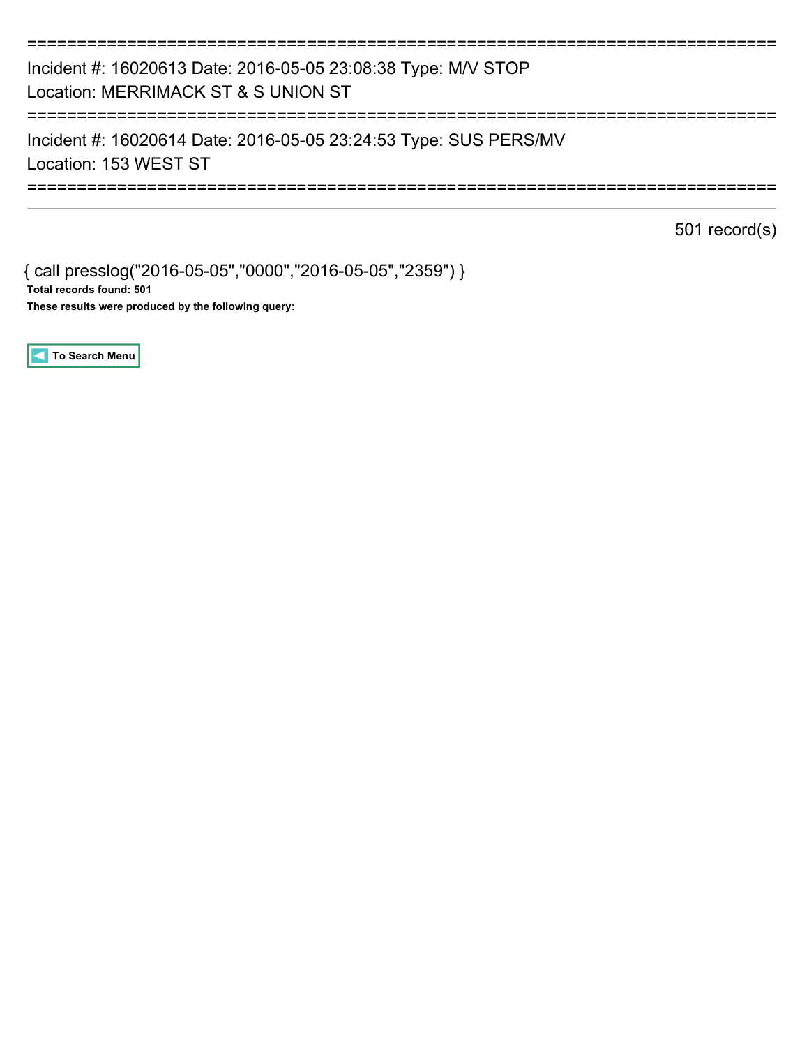===========================================================================

Incident #: 16020613 Date: 2016-05-05 23:08:38 Type: M/V STOP
Location: MERRIMACK ST & S UNION ST

===========================================================================

Incident #: 16020614 Date: 2016-05-05 23:24:53 Type: SUS PERS/MV
Location: 153 WEST ST

===========================================================================

---

501 record(s)

{ call presslog("2016-05-05","0000","2016-05-05","2359") }

**Total records found: 501**

**These results were produced by the following query:**

**To Search Menu**